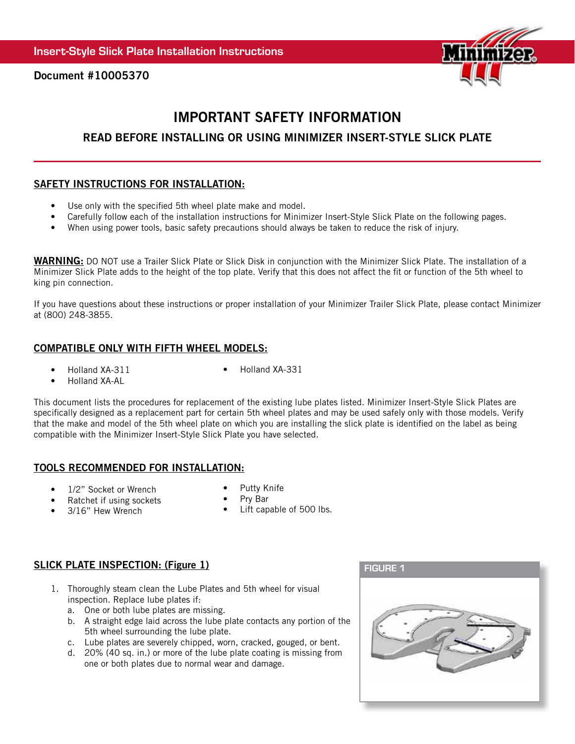**Insert-Style Slick Plate Installation Instructions**

**Document #10005370**

# IMPORTANT SAFETY INFORMATION

## READ BEFORE INSTALLING OR USING MINIMIZER INSERT-STYLE SLICK PLATE

### SAFETY INSTRUCTIONS FOR INSTALLATION:

- Use only with the specified 5th wheel plate make and model.
- Carefully follow each of the installation instructions for Minimizer Insert-Style Slick Plate on the following pages.
- When using power tools, basic safety precautions should always be taken to reduce the risk of injury.

**WARNING:** DO NOT use a Trailer Slick Plate or Slick Disk in conjunction with the Minimizer Slick Plate. The installation of a Minimizer Slick Plate adds to the height of the top plate. Verify that this does not affect the fit or function of the 5th wheel to king pin connection.

If you have questions about these instructions or proper installation of your Minimizer Trailer Slick Plate, please contact Minimizer at (800) 248-3855.

### COMPATIBLE ONLY WITH FIFTH WHEEL MODELS:

- Holland XA-311
- Holland XA-AL
- Holland XA-331

This document lists the procedures for replacement of the existing lube plates listed. Minimizer Insert-Style Slick Plates are specifically designed as a replacement part for certain 5th wheel plates and may be used safely only with those models. Verify that the make and model of the 5th wheel plate on which you are installing the slick plate is identified on the label as being compatible with the Minimizer Insert-Style Slick Plate you have selected.

### TOOLS RECOMMENDED FOR INSTALLATION:

- 1/2" Socket or Wrench
- Ratchet if using sockets
- 3/16" Hew Wrench
- Putty Knife
- Pry Bar
- Lift capable of 500 lbs.

### SLICK PLATE INSPECTION: (Figure 1)

1. Thoroughly steam clean the Lube Plates and 5th wheel for visual inspection. Replace lube plates if:
   a. One or both lube plates are missing.
   b. A straight edge laid across the lube plate contacts any portion of the 5th wheel surrounding the lube plate.
   c. Lube plates are severely chipped, worn, cracked, gouged, or bent.
   d. 20% (40 sq. in.) or more of the lube plate coating is missing from one or both plates due to normal wear and damage.

FIGURE 1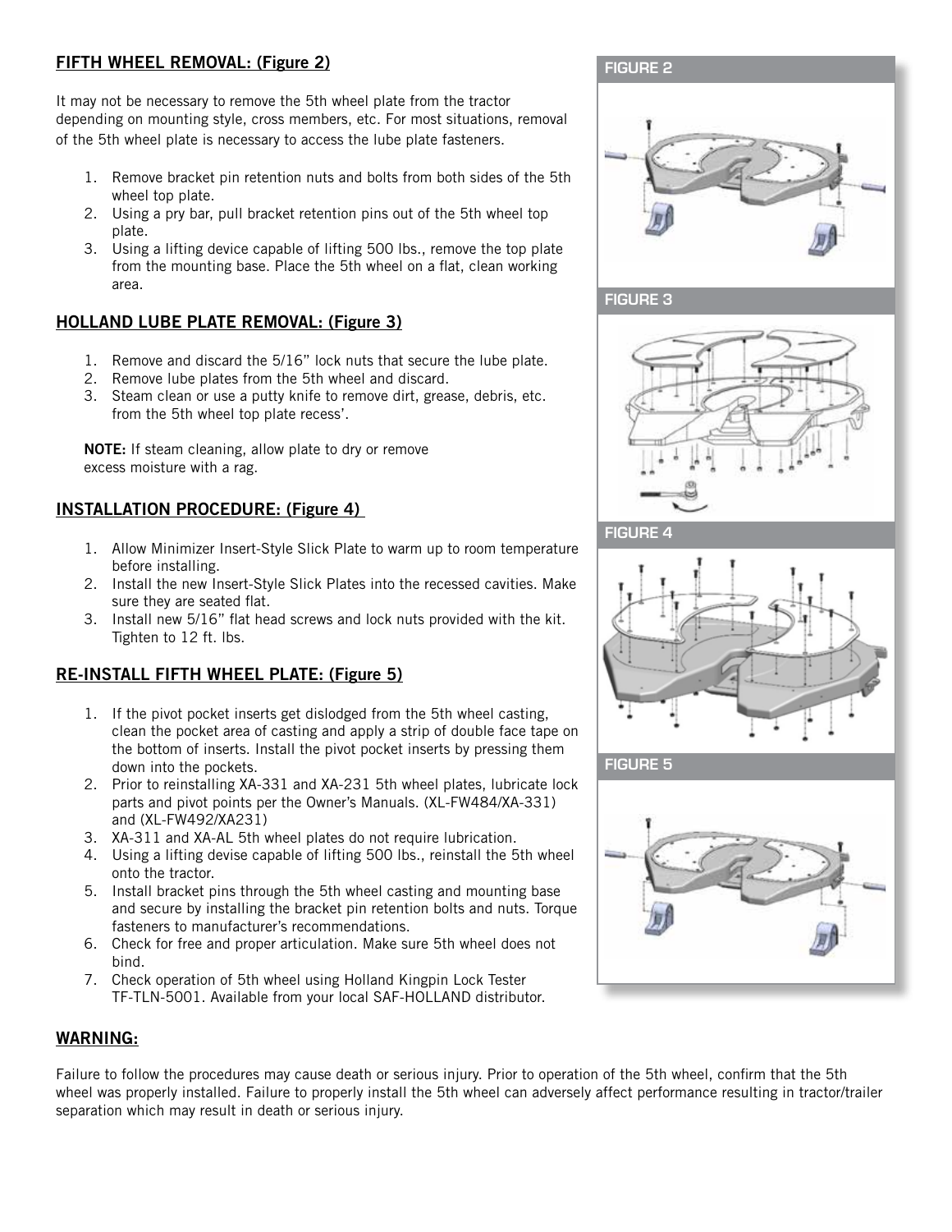## FIFTH WHEEL REMOVAL: (Figure 2)

It may not be necessary to remove the 5th wheel plate from the tractor depending on mounting style, cross members, etc. For most situations, removal of the 5th wheel plate is necessary to access the lube plate fasteners.

1. Remove bracket pin retention nuts and bolts from both sides of the 5th wheel top plate.
2. Using a pry bar, pull bracket retention pins out of the 5th wheel top plate.
3. Using a lifting device capable of lifting 500 lbs., remove the top plate from the mounting base. Place the 5th wheel on a flat, clean working area.

## HOLLAND LUBE PLATE REMOVAL: (Figure 3)

1. Remove and discard the 5/16" lock nuts that secure the lube plate.
2. Remove lube plates from the 5th wheel and discard.
3. Steam clean or use a putty knife to remove dirt, grease, debris, etc. from the 5th wheel top plate recess'.

**NOTE:** If steam cleaning, allow plate to dry or remove excess moisture with a rag.

## INSTALLATION PROCEDURE: (Figure 4)

1. Allow Minimizer Insert-Style Slick Plate to warm up to room temperature before installing.
2. Install the new Insert-Style Slick Plates into the recessed cavities. Make sure they are seated flat.
3. Install new 5/16" flat head screws and lock nuts provided with the kit. Tighten to 12 ft. lbs.

## RE-INSTALL FIFTH WHEEL PLATE: (Figure 5)

1. If the pivot pocket inserts get dislodged from the 5th wheel casting, clean the pocket area of casting and apply a strip of double face tape on the bottom of inserts. Install the pivot pocket inserts by pressing them down into the pockets.
2. Prior to reinstalling XA-331 and XA-231 5th wheel plates, lubricate lock parts and pivot points per the Owner's Manuals. (XL-FW484/XA-331) and (XL-FW492/XA231)
3. XA-311 and XA-AL 5th wheel plates do not require lubrication.
4. Using a lifting devise capable of lifting 500 lbs., reinstall the 5th wheel onto the tractor.
5. Install bracket pins through the 5th wheel casting and mounting base and secure by installing the bracket pin retention bolts and nuts. Torque fasteners to manufacturer's recommendations.
6. Check for free and proper articulation. Make sure 5th wheel does not bind.
7. Check operation of 5th wheel using Holland Kingpin Lock Tester TF-TLN-5001. Available from your local SAF-HOLLAND distributor.

FIGURE 2

FIGURE 3

FIGURE 4

FIGURE 5

## WARNING:

Failure to follow the procedures may cause death or serious injury. Prior to operation of the 5th wheel, confirm that the 5th wheel was properly installed. Failure to properly install the 5th wheel can adversely affect performance resulting in tractor/trailer separation which may result in death or serious injury.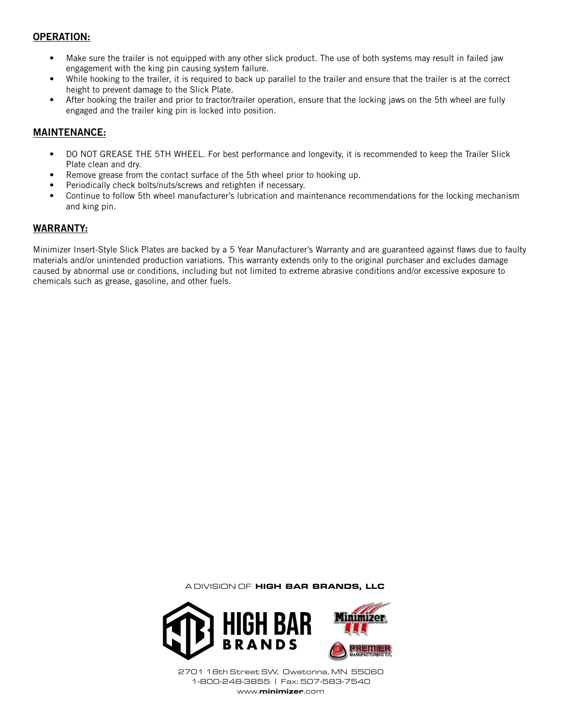## OPERATION:

- Make sure the trailer is not equipped with any other slick product. The use of both systems may result in failed jaw engagement with the king pin causing system failure.
- While hooking to the trailer, it is required to back up parallel to the trailer and ensure that the trailer is at the correct height to prevent damage to the Slick Plate.
- After hooking the trailer and prior to tractor/trailer operation, ensure that the locking jaws on the 5th wheel are fully engaged and the trailer king pin is locked into position.

## MAINTENANCE:

- DO NOT GREASE THE 5TH WHEEL. For best performance and longevity, it is recommended to keep the Trailer Slick Plate clean and dry.
- Remove grease from the contact surface of the 5th wheel prior to hooking up.
- Periodically check bolts/nuts/screws and retighten if necessary.
- Continue to follow 5th wheel manufacturer's lubrication and maintenance recommendations for the locking mechanism and king pin.

## WARRANTY:

Minimizer Insert-Style Slick Plates are backed by a 5 Year Manufacturer's Warranty and are guaranteed against flaws due to faulty materials and/or unintended production variations. This warranty extends only to the original purchaser and excludes damage caused by abnormal use or conditions, including but not limited to extreme abrasive conditions and/or excessive exposure to chemicals such as grease, gasoline, and other fuels.

A DIVISION OF **HIGH BAR BRANDS, LLC**

HIGH BAR BRANDS

Minimizer

PREMIER MANUFACTURING CO.

2701 18th Street SW, Owatonna, MN 55060
1-800-248-3855 | Fax: 507-583-7540
www.**minimizer**.com